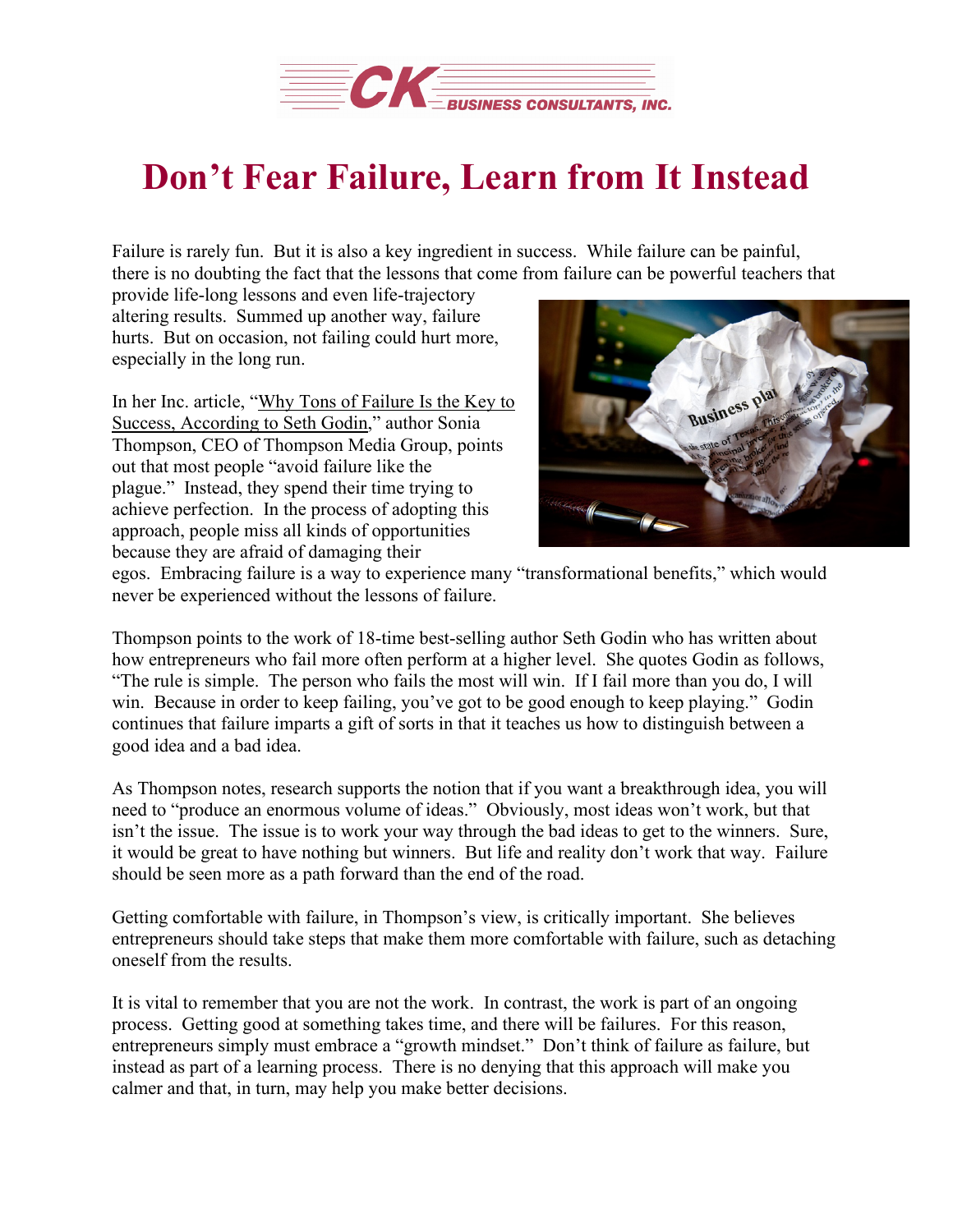# Don't Fear Failure, Learn from It Instead

Failure is rarely fun. But it is also a key ingredient in success. While failure can be painful, there is no doubting the fact that the lessons that come from failure can be powerful teachers that provide life-long lessons and even life-trajectory altering results. Summed up another way, failure hurts. But on occasion, not failing could hurt more, especially in the long run.

In her Inc. article, "Why Tons of Failure Is the Key to Success, According to Seth Godin," author Sonia Thompson, CEO of Thompson Media Group, points out that most people "avoid failure like the plague." Instead, they spend their time trying to achieve perfection. In the process of adopting this approach, people miss all kinds of opportunities because they are afraid of damaging their egos. Embracing failure is a way to experience many "transformational benefits," which would never be experienced without the lessons of failure.

Thompson points to the work of 18-time best-selling author Seth Godin who has written about how entrepreneurs who fail more often perform at a higher level. She quotes Godin as follows, "The rule is simple. The person who fails the most will win. If I fail more than you do, I will win. Because in order to keep failing, you've got to be good enough to keep playing." Godin continues that failure imparts a gift of sorts in that it teaches us how to distinguish between a good idea and a bad idea.

As Thompson notes, research supports the notion that if you want a breakthrough idea, you will need to "produce an enormous volume of ideas." Obviously, most ideas won't work, but that isn't the issue. The issue is to work your way through the bad ideas to get to the winners. Sure, it would be great to have nothing but winners. But life and reality don't work that way. Failure should be seen more as a path forward than the end of the road.

Getting comfortable with failure, in Thompson's view, is critically important. She believes entrepreneurs should take steps that make them more comfortable with failure, such as detaching oneself from the results.

It is vital to remember that you are not the work. In contrast, the work is part of an ongoing process. Getting good at something takes time, and there will be failures. For this reason, entrepreneurs simply must embrace a "growth mindset." Don't think of failure as failure, but instead as part of a learning process. There is no denying that this approach will make you calmer and that, in turn, may help you make better decisions.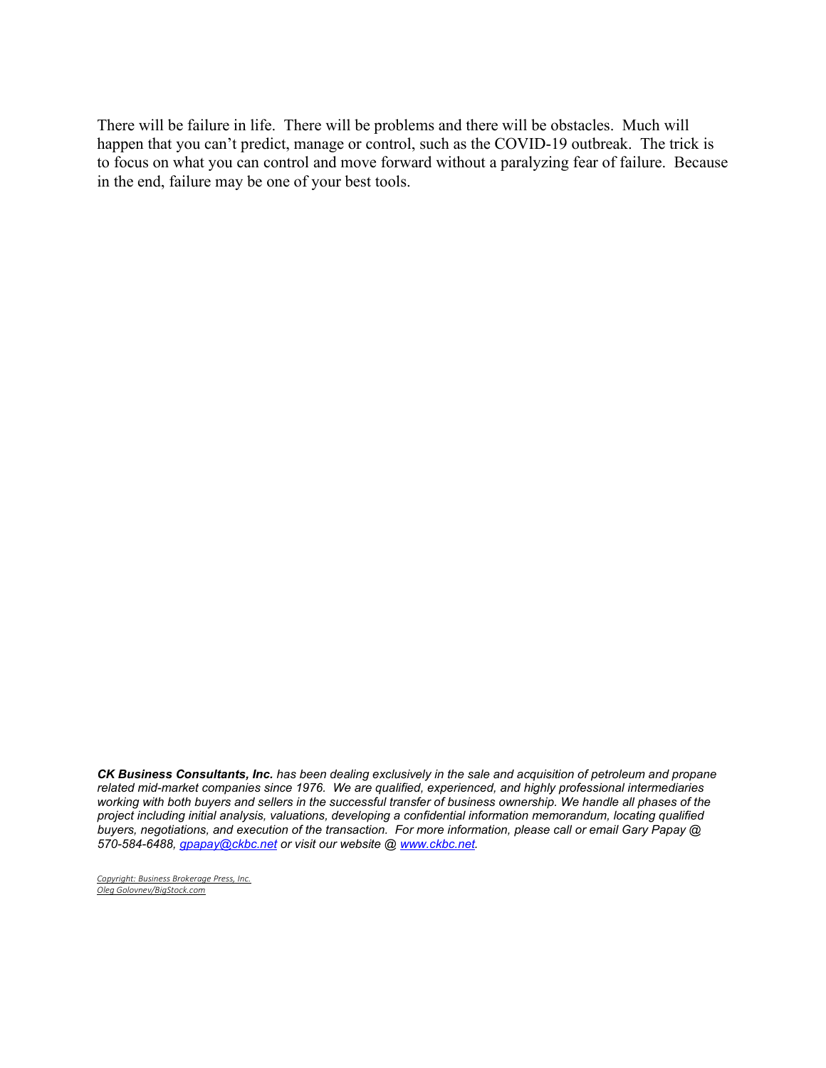There will be failure in life. There will be problems and there will be obstacles. Much will happen that you can't predict, manage or control, such as the COVID-19 outbreak. The trick is to focus on what you can control and move forward without a paralyzing fear of failure. Because in the end, failure may be one of your best tools.

***CK Business Consultants, Inc.*** *has been dealing exclusively in the sale and acquisition of petroleum and propane related mid-market companies since 1976. We are qualified, experienced, and highly professional intermediaries working with both buyers and sellers in the successful transfer of business ownership. We handle all phases of the project including initial analysis, valuations, developing a confidential information memorandum, locating qualified buyers, negotiations, and execution of the transaction. For more information, please call or email Gary Papay @ 570-584-6488, [gpapay@ckbc.net](mailto:gpapay@ckbc.net) or visit our website @ [www.ckbc.net](http://www.ckbc.net).*

*Copyright: Business Brokerage Press, Inc.*
*Oleg Golovnev/BigStock.com*